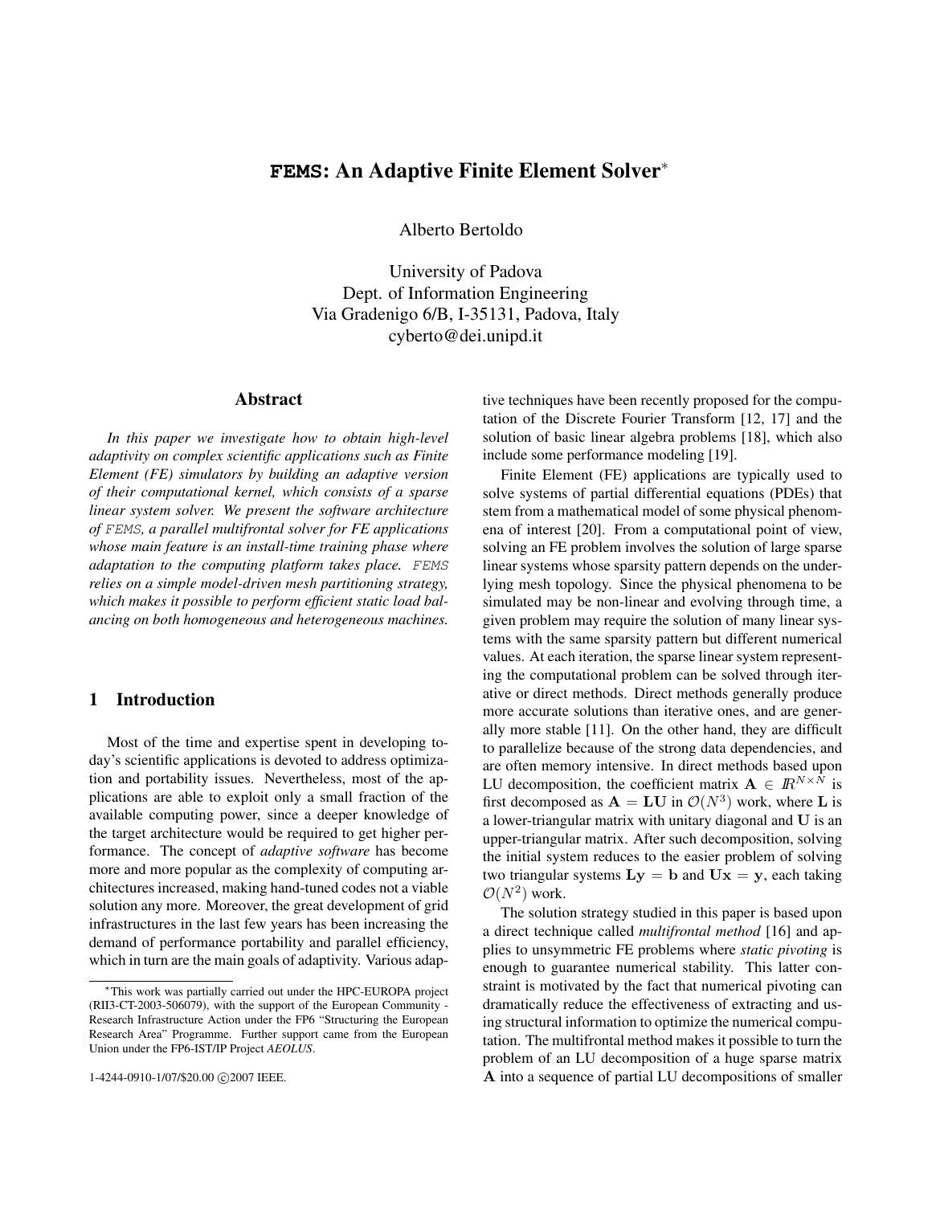# FEMS: An Adaptive Finite Element Solver*

Alberto Bertoldo

University of Padova
Dept. of Information Engineering
Via Gradenigo 6/B, I-35131, Padova, Italy
cyberto@dei.unipd.it

## Abstract

*In this paper we investigate how to obtain high-level adaptivity on complex scientific applications such as Finite Element (FE) simulators by building an adaptive version of their computational kernel, which consists of a sparse linear system solver. We present the software architecture of FEMS, a parallel multifrontal solver for FE applications whose main feature is an install-time training phase where adaptation to the computing platform takes place. FEMS relies on a simple model-driven mesh partitioning strategy, which makes it possible to perform efficient static load balancing on both homogeneous and heterogeneous machines.*

## 1 Introduction

Most of the time and expertise spent in developing today's scientific applications is devoted to address optimization and portability issues. Nevertheless, most of the applications are able to exploit only a small fraction of the available computing power, since a deeper knowledge of the target architecture would be required to get higher performance. The concept of *adaptive software* has become more and more popular as the complexity of computing architectures increased, making hand-tuned codes not a viable solution any more. Moreover, the great development of grid infrastructures in the last few years has been increasing the demand of performance portability and parallel efficiency, which in turn are the main goals of adaptivity. Various adaptive techniques have been recently proposed for the computation of the Discrete Fourier Transform [12, 17] and the solution of basic linear algebra problems [18], which also include some performance modeling [19].

Finite Element (FE) applications are typically used to solve systems of partial differential equations (PDEs) that stem from a mathematical model of some physical phenomena of interest [20]. From a computational point of view, solving an FE problem involves the solution of large sparse linear systems whose sparsity pattern depends on the underlying mesh topology. Since the physical phenomena to be simulated may be non-linear and evolving through time, a given problem may require the solution of many linear systems with the same sparsity pattern but different numerical values. At each iteration, the sparse linear system representing the computational problem can be solved through iterative or direct methods. Direct methods generally produce more accurate solutions than iterative ones, and are generally more stable [11]. On the other hand, they are difficult to parallelize because of the strong data dependencies, and are often memory intensive. In direct methods based upon LU decomposition, the coefficient matrix $\mathbf{A} \in \mathbb{R}^{N \times N}$ is first decomposed as $\mathbf{A} = \mathbf{LU}$ in $\mathcal{O}(N^3)$ work, where $\mathbf{L}$ is a lower-triangular matrix with unitary diagonal and $\mathbf{U}$ is an upper-triangular matrix. After such decomposition, solving the initial system reduces to the easier problem of solving two triangular systems $\mathbf{Ly} = \mathbf{b}$ and $\mathbf{Ux} = \mathbf{y}$, each taking $\mathcal{O}(N^2)$ work.

The solution strategy studied in this paper is based upon a direct technique called *multifrontal method* [16] and applies to unsymmetric FE problems where *static pivoting* is enough to guarantee numerical stability. This latter constraint is motivated by the fact that numerical pivoting can dramatically reduce the effectiveness of extracting and using structural information to optimize the numerical computation. The multifrontal method makes it possible to turn the problem of an LU decomposition of a huge sparse matrix $\mathbf{A}$ into a sequence of partial LU decompositions of smaller

---

*This work was partially carried out under the HPC-EUROPA project (RII3-CT-2003-506079), with the support of the European Community - Research Infrastructure Action under the FP6 "Structuring the European Research Area" Programme. Further support came from the European Union under the FP6-IST/IP Project *AEOLUS*.

1-4244-0910-1/07/$20.00 ©2007 IEEE.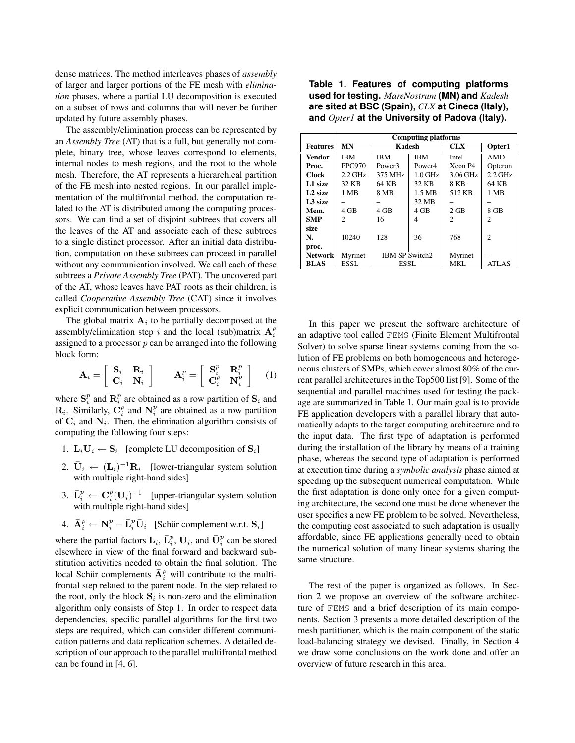dense matrices. The method interleaves phases of *assembly* of larger and larger portions of the FE mesh with *elimination* phases, where a partial LU decomposition is executed on a subset of rows and columns that will never be further updated by future assembly phases.

The assembly/elimination process can be represented by an *Assembly Tree* (AT) that is a full, but generally not complete, binary tree, whose leaves correspond to elements, internal nodes to mesh regions, and the root to the whole mesh. Therefore, the AT represents a hierarchical partition of the FE mesh into nested regions. In our parallel implementation of the multifrontal method, the computation related to the AT is distributed among the computing processors. We can find a set of disjoint subtrees that covers all the leaves of the AT and associate each of these subtrees to a single distinct processor. After an initial data distribution, computation on these subtrees can proceed in parallel without any communication involved. We call each of these subtrees a *Private Assembly Tree* (PAT). The uncovered part of the AT, whose leaves have PAT roots as their children, is called *Cooperative Assembly Tree* (CAT) since it involves explicit communication between processors.

The global matrix $\mathbf{A}_i$ to be partially decomposed at the assembly/elimination step $i$ and the local (sub)matrix $\mathbf{A}_i^p$ assigned to a processor $p$ can be arranged into the following block form:

$$\mathbf{A}_i = \begin{bmatrix} \mathbf{S}_i & \mathbf{R}_i \\ \mathbf{C}_i & \mathbf{N}_i \end{bmatrix} \qquad \mathbf{A}_i^p = \begin{bmatrix} \mathbf{S}_i^p & \mathbf{R}_i^p \\ \mathbf{C}_i^p & \mathbf{N}_i^p \end{bmatrix} \quad (1)$$

where $\mathbf{S}_i^p$ and $\mathbf{R}_i^p$ are obtained as a row partition of $\mathbf{S}_i$ and $\mathbf{R}_i$. Similarly, $\mathbf{C}_i^p$ and $\mathbf{N}_i^p$ are obtained as a row partition of $\mathbf{C}_i$ and $\mathbf{N}_i$. Then, the elimination algorithm consists of computing the following four steps:

1. $\mathbf{L}_i\mathbf{U}_i \leftarrow \mathbf{S}_i$ [complete LU decomposition of $\mathbf{S}_i$]
2. $\bar{\mathbf{U}}_i \leftarrow (\mathbf{L}_i)^{-1}\mathbf{R}_i$ [lower-triangular system solution with multiple right-hand sides]
3. $\bar{\mathbf{L}}_i^p \leftarrow \mathbf{C}_i^p(\mathbf{U}_i)^{-1}$ [upper-triangular system solution with multiple right-hand sides]
4. $\bar{\mathbf{A}}_i^p \leftarrow \mathbf{N}_i^p - \bar{\mathbf{L}}_i^p\bar{\mathbf{U}}_i$ [Schür complement w.r.t. $\mathbf{S}_i$]

where the partial factors $\mathbf{L}_i$, $\bar{\mathbf{L}}_i^p$, $\mathbf{U}_i$, and $\bar{\mathbf{U}}_i^p$ can be stored elsewhere in view of the final forward and backward substitution activities needed to obtain the final solution. The local Schür complements $\bar{\mathbf{A}}_i^p$ will contribute to the multifrontal step related to the parent node. In the step related to the root, only the block $\mathbf{S}_i$ is non-zero and the elimination algorithm only consists of Step 1. In order to respect data dependencies, specific parallel algorithms for the first two steps are required, which can consider different communication patterns and data replication schemes. A detailed description of our approach to the parallel multifrontal method can be found in [4, 6].

**Table 1. Features of computing platforms used for testing.** ***MareNostrum*** **(MN) and** ***Kadesh*** **are sited at BSC (Spain),** ***CLX*** **at Cineca (Italy), and** ***Opter1*** **at the University of Padova (Italy).**

| | Computing platforms | | | | |
|---|---|---|---|---|---|
| **Features** | **MN** | **Kadesh** | | **CLX** | **Opter1** |
| **Vendor** | IBM | IBM | IBM | Intel | AMD |
| **Proc.** | PPC970 | Power3 | Power4 | Xeon P4 | Opteron |
| **Clock** | 2.2 GHz | 375 MHz | 1.0 GHz | 3.06 GHz | 2.2 GHz |
| **L1 size** | 32 KB | 64 KB | 32 KB | 8 KB | 64 KB |
| **L2 size** | 1 MB | 8 MB | 1.5 MB | 512 KB | 1 MB |
| **L3 size** | – | – | 32 MB | – | – |
| **Mem.** | 4 GB | 4 GB | 4 GB | 2 GB | 8 GB |
| **SMP size** | 2 | 16 | 4 | 2 | 2 |
| **N. proc.** | 10240 | 128 | 36 | 768 | 2 |
| **Network** | Myrinet | IBM SP Switch2 | | Myrinet | – |
| **BLAS** | ESSL | ESSL | | MKL | ATLAS |

In this paper we present the software architecture of an adaptive tool called FEMS (Finite Element Multifrontal Solver) to solve sparse linear systems coming from the solution of FE problems on both homogeneous and heterogeneous clusters of SMPs, which cover almost 80% of the current parallel architectures in the Top500 list [9]. Some of the sequential and parallel machines used for testing the package are summarized in Table 1. Our main goal is to provide FE application developers with a parallel library that automatically adapts to the target computing architecture and to the input data. The first type of adaptation is performed during the installation of the library by means of a training phase, whereas the second type of adaptation is performed at execution time during a *symbolic analysis* phase aimed at speeding up the subsequent numerical computation. While the first adaptation is done only once for a given computing architecture, the second one must be done whenever the user specifies a new FE problem to be solved. Nevertheless, the computing cost associated to such adaptation is usually affordable, since FE applications generally need to obtain the numerical solution of many linear systems sharing the same structure.

The rest of the paper is organized as follows. In Section 2 we propose an overview of the software architecture of FEMS and a brief description of its main components. Section 3 presents a more detailed description of the mesh partitioner, which is the main component of the static load-balancing strategy we devised. Finally, in Section 4 we draw some conclusions on the work done and offer an overview of future research in this area.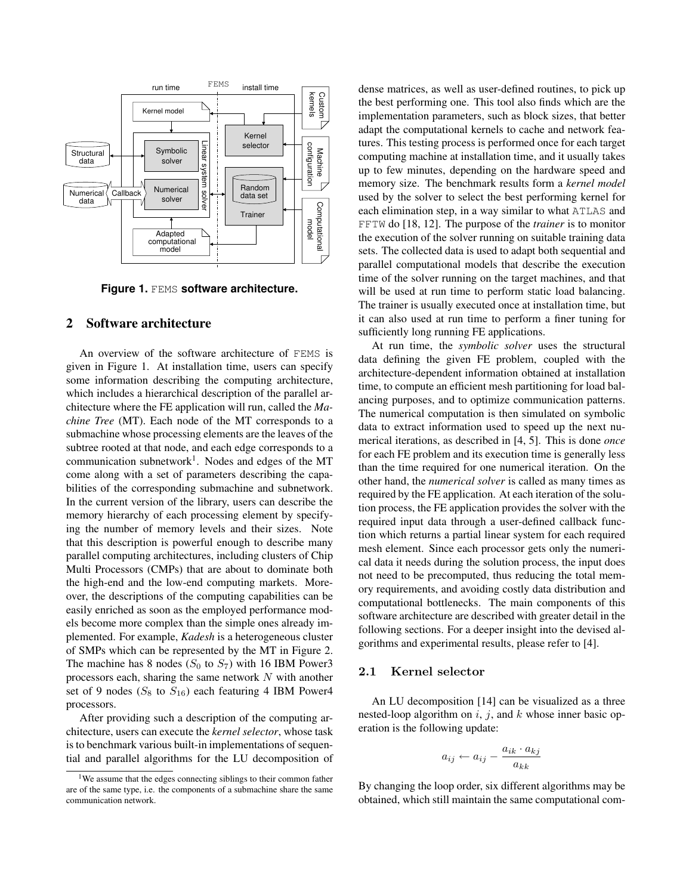run time

FEMS

install time

Kernel model

Custom kernels

Kernel selector

Structural data

Symbolic solver

Linear system solver

Machine configuration

Numerical data

Callback

Numerical solver

Random data set

Trainer

Computational model

Adapted computational model

**Figure 1.** FEMS **software architecture.**

## 2 Software architecture

An overview of the software architecture of FEMS is given in Figure 1. At installation time, users can specify some information describing the computing architecture, which includes a hierarchical description of the parallel architecture where the FE application will run, called the *Machine Tree* (MT). Each node of the MT corresponds to a submachine whose processing elements are the leaves of the subtree rooted at that node, and each edge corresponds to a communication subnetwork[1]. Nodes and edges of the MT come along with a set of parameters describing the capabilities of the corresponding submachine and subnetwork. In the current version of the library, users can describe the memory hierarchy of each processing element by specifying the number of memory levels and their sizes. Note that this description is powerful enough to describe many parallel computing architectures, including clusters of Chip Multi Processors (CMPs) that are about to dominate both the high-end and the low-end computing markets. Moreover, the descriptions of the computing capabilities can be easily enriched as soon as the employed performance models become more complex than the simple ones already implemented. For example, *Kadesh* is a heterogeneous cluster of SMPs which can be represented by the MT in Figure 2. The machine has 8 nodes ($S_0$ to $S_7$) with 16 IBM Power3 processors each, sharing the same network $N$ with another set of 9 nodes ($S_8$ to $S_{16}$) each featuring 4 IBM Power4 processors.

After providing such a description of the computing architecture, users can execute the *kernel selector*, whose task is to benchmark various built-in implementations of sequential and parallel algorithms for the LU decomposition of dense matrices, as well as user-defined routines, to pick up the best performing one. This tool also finds which are the implementation parameters, such as block sizes, that better adapt the computational kernels to cache and network features. This testing process is performed once for each target computing machine at installation time, and it usually takes up to few minutes, depending on the hardware speed and memory size. The benchmark results form a *kernel model* used by the solver to select the best performing kernel for each elimination step, in a way similar to what ATLAS and FFTW do [18, 12]. The purpose of the *trainer* is to monitor the execution of the solver running on suitable training data sets. The collected data is used to adapt both sequential and parallel computational models that describe the execution time of the solver running on the target machines, and that will be used at run time to perform static load balancing. The trainer is usually executed once at installation time, but it can also used at run time to perform a finer tuning for sufficiently long running FE applications.

At run time, the *symbolic solver* uses the structural data defining the given FE problem, coupled with the architecture-dependent information obtained at installation time, to compute an efficient mesh partitioning for load balancing purposes, and to optimize communication patterns. The numerical computation is then simulated on symbolic data to extract information used to speed up the next numerical iterations, as described in [4, 5]. This is done *once* for each FE problem and its execution time is generally less than the time required for one numerical iteration. On the other hand, the *numerical solver* is called as many times as required by the FE application. At each iteration of the solution process, the FE application provides the solver with the required input data through a user-defined callback function which returns a partial linear system for each required mesh element. Since each processor gets only the numerical data it needs during the solution process, the input does not need to be precomputed, thus reducing the total memory requirements, and avoiding costly data distribution and computational bottlenecks. The main components of this software architecture are described with greater detail in the following sections. For a deeper insight into the devised algorithms and experimental results, please refer to [4].

### 2.1 Kernel selector

An LU decomposition [14] can be visualized as a three nested-loop algorithm on $i$, $j$, and $k$ whose inner basic operation is the following update:

$$a_{ij} \leftarrow a_{ij} - \frac{a_{ik} \cdot a_{kj}}{a_{kk}}$$

By changing the loop order, six different algorithms may be obtained, which still maintain the same computational com-

[1] We assume that the edges connecting siblings to their common father are of the same type, i.e. the components of a submachine share the same communication network.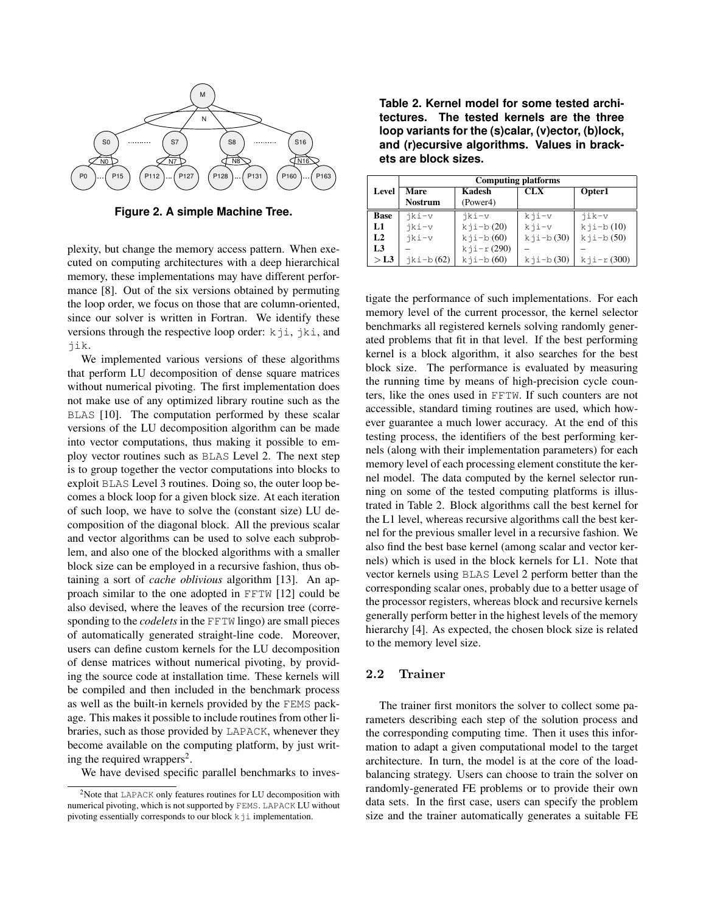**Figure 2. A simple Machine Tree.**

plexity, but change the memory access pattern. When executed on computing architectures with a deep hierarchical memory, these implementations may have different performance [8]. Out of the six versions obtained by permuting the loop order, we focus on those that are column-oriented, since our solver is written in Fortran. We identify these versions through the respective loop order: `kji`, `jki`, and `jik`.

We implemented various versions of these algorithms that perform LU decomposition of dense square matrices without numerical pivoting. The first implementation does not make use of any optimized library routine such as the BLAS [10]. The computation performed by these scalar versions of the LU decomposition algorithm can be made into vector computations, thus making it possible to employ vector routines such as BLAS Level 2. The next step is to group together the vector computations into blocks to exploit BLAS Level 3 routines. Doing so, the outer loop becomes a block loop for a given block size. At each iteration of such loop, we have to solve the (constant size) LU decomposition of the diagonal block. All the previous scalar and vector algorithms can be used to solve each subproblem, and also one of the blocked algorithms with a smaller block size can be employed in a recursive fashion, thus obtaining a sort of *cache oblivious* algorithm [13]. An approach similar to the one adopted in FFTW [12] could be also devised, where the leaves of the recursion tree (corresponding to the *codelets* in the FFTW lingo) are small pieces of automatically generated straight-line code. Moreover, users can define custom kernels for the LU decomposition of dense matrices without numerical pivoting, by providing the source code at installation time. These kernels will be compiled and then included in the benchmark process as well as the built-in kernels provided by the FEMS package. This makes it possible to include routines from other libraries, such as those provided by LAPACK, whenever they become available on the computing platform, by just writing the required wrappers[2].

We have devised specific parallel benchmarks to investigate the performance of such implementations. For each memory level of the current processor, the kernel selector benchmarks all registered kernels solving randomly generated problems that fit in that level. If the best performing kernel is a block algorithm, it also searches for the best block size. The performance is evaluated by measuring the running time by means of high-precision cycle counters, like the ones used in FFTW. If such counters are not accessible, standard timing routines are used, which however guarantee a much lower accuracy. At the end of this testing process, the identifiers of the best performing kernels (along with their implementation parameters) for each memory level of each processing element constitute the kernel model. The data computed by the kernel selector running on some of the tested computing platforms is illustrated in Table 2. Block algorithms call the best kernel for the L1 level, whereas recursive algorithms call the best kernel for the previous smaller level in a recursive fashion. We also find the best base kernel (among scalar and vector kernels) which is used in the block kernels for L1. Note that vector kernels using BLAS Level 2 perform better than the corresponding scalar ones, probably due to a better usage of the processor registers, whereas block and recursive kernels generally perform better in the highest levels of the memory hierarchy [4]. As expected, the chosen block size is related to the memory level size.

**Table 2. Kernel model for some tested architectures. The tested kernels are the three loop variants for the (s)calar, (v)ector, (b)lock, and (r)ecursive algorithms. Values in brackets are block sizes.**

| Level | Computing platforms | | | |
|---|---|---|---|---|
| | **Mare Nostrum** | **Kadesh** (Power4) | **CLX** | **Opter1** |
| **Base** | `jki-v` | `jki-v` | `kji-v` | `jik-v` |
| **L1** | `jki-v` | `kji-b` (20) | `kji-v` | `kji-b` (10) |
| **L2** | `jki-v` | `kji-b` (60) | `kji-b` (30) | `kji-b` (50) |
| **L3** | – | `kji-r` (290) | – | – |
| **> L3** | `jki-b` (62) | `kji-b` (60) | `kji-b` (30) | `kji-r` (300) |

## 2.2 Trainer

The trainer first monitors the solver to collect some parameters describing each step of the solution process and the corresponding computing time. Then it uses this information to adapt a given computational model to the target architecture. In turn, the model is at the core of the load-balancing strategy. Users can choose to train the solver on randomly-generated FE problems or to provide their own data sets. In the first case, users can specify the problem size and the trainer automatically generates a suitable FE

[2] Note that LAPACK only features routines for LU decomposition with numerical pivoting, which is not supported by FEMS. LAPACK LU without pivoting essentially corresponds to our block `kji` implementation.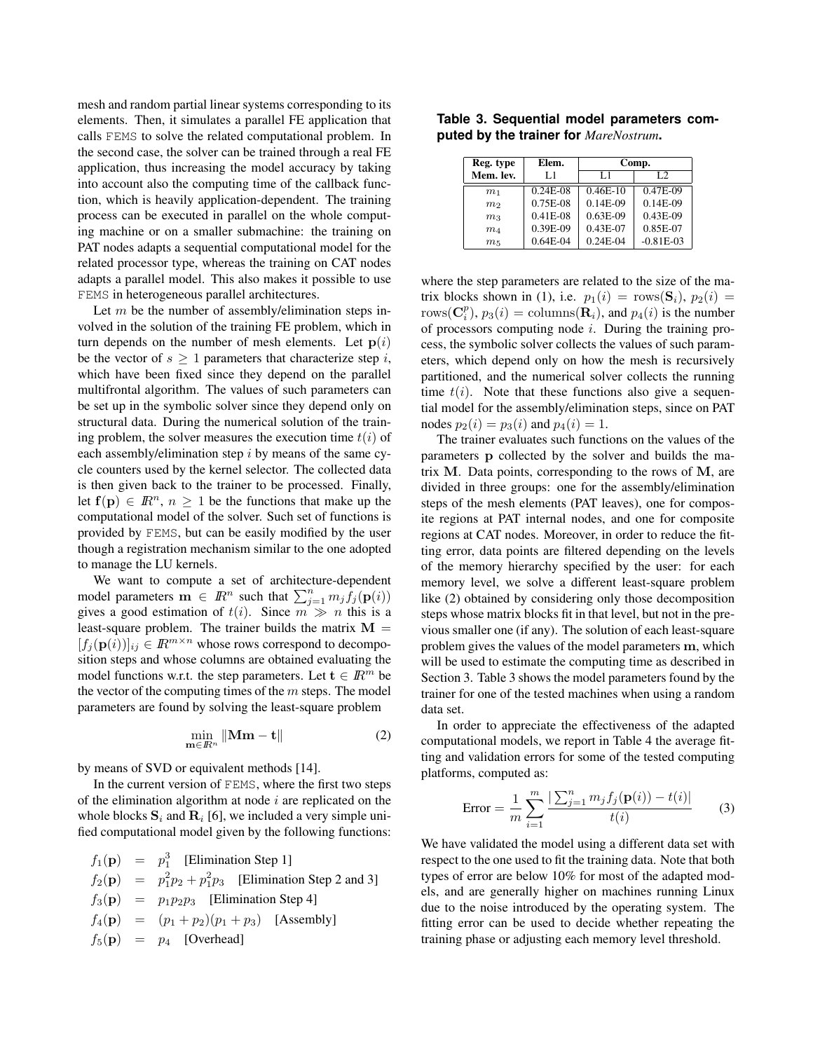mesh and random partial linear systems corresponding to its elements. Then, it simulates a parallel FE application that calls FEMS to solve the related computational problem. In the second case, the solver can be trained through a real FE application, thus increasing the model accuracy by taking into account also the computing time of the callback function, which is heavily application-dependent. The training process can be executed in parallel on the whole computing machine or on a smaller submachine: the training on PAT nodes adapts a sequential computational model for the related processor type, whereas the training on CAT nodes adapts a parallel model. This also makes it possible to use FEMS in heterogeneous parallel architectures.

Let $m$ be the number of assembly/elimination steps involved in the solution of the training FE problem, which in turn depends on the number of mesh elements. Let $\mathbf{p}(i)$ be the vector of $s \geq 1$ parameters that characterize step $i$, which have been fixed since they depend on the parallel multifrontal algorithm. The values of such parameters can be set up in the symbolic solver since they depend only on structural data. During the numerical solution of the training problem, the solver measures the execution time $t(i)$ of each assembly/elimination step $i$ by means of the same cycle counters used by the kernel selector. The collected data is then given back to the trainer to be processed. Finally, let $\mathbf{f}(\mathbf{p}) \in I\!R^n$, $n \geq 1$ be the functions that make up the computational model of the solver. Such set of functions is provided by FEMS, but can be easily modified by the user though a registration mechanism similar to the one adopted to manage the LU kernels.

We want to compute a set of architecture-dependent model parameters $\mathbf{m} \in I\!R^n$ such that $\sum_{j=1}^{n} m_j f_j(\mathbf{p}(i))$ gives a good estimation of $t(i)$. Since $m \gg n$ this is a least-square problem. The trainer builds the matrix $\mathbf{M} = [f_j(\mathbf{p}(i))]_{ij} \in I\!R^{m \times n}$ whose rows correspond to decomposition steps and whose columns are obtained evaluating the model functions w.r.t. the step parameters. Let $\mathbf{t} \in I\!R^m$ be the vector of the computing times of the $m$ steps. The model parameters are found by solving the least-square problem

$$\min_{\mathbf{m} \in I\!R^n} \|\mathbf{M}\mathbf{m} - \mathbf{t}\| \tag{2}$$

by means of SVD or equivalent methods [14].

In the current version of FEMS, where the first two steps of the elimination algorithm at node $i$ are replicated on the whole blocks $\mathbf{S}_i$ and $\mathbf{R}_i$ [6], we included a very simple unified computational model given by the following functions:

$$\begin{aligned}
f_1(\mathbf{p}) &= p_1^3 \quad \text{[Elimination Step 1]} \\
f_2(\mathbf{p}) &= p_1^2 p_2 + p_1^2 p_3 \quad \text{[Elimination Step 2 and 3]} \\
f_3(\mathbf{p}) &= p_1 p_2 p_3 \quad \text{[Elimination Step 4]} \\
f_4(\mathbf{p}) &= (p_1 + p_2)(p_1 + p_3) \quad \text{[Assembly]} \\
f_5(\mathbf{p}) &= p_4 \quad \text{[Overhead]}
\end{aligned}$$

**Table 3. Sequential model parameters computed by the trainer for *MareNostrum*.**

| Reg. type | Elem. | Comp. | |
|---|---|---|---|
| Mem. lev. | L1 | L1 | L2 |
| $m_1$ | 0.24E-08 | 0.46E-10 | 0.47E-09 |
| $m_2$ | 0.75E-08 | 0.14E-09 | 0.14E-09 |
| $m_3$ | 0.41E-08 | 0.63E-09 | 0.43E-09 |
| $m_4$ | 0.39E-09 | 0.43E-07 | 0.85E-07 |
| $m_5$ | 0.64E-04 | 0.24E-04 | -0.81E-03 |

where the step parameters are related to the size of the matrix blocks shown in (1), i.e. $p_1(i) = \text{rows}(\mathbf{S}_i)$, $p_2(i) = \text{rows}(\mathbf{C}_i^p)$, $p_3(i) = \text{columns}(\mathbf{R}_i)$, and $p_4(i)$ is the number of processors computing node $i$. During the training process, the symbolic solver collects the values of such parameters, which depend only on how the mesh is recursively partitioned, and the numerical solver collects the running time $t(i)$. Note that these functions also give a sequential model for the assembly/elimination steps, since on PAT nodes $p_2(i) = p_3(i)$ and $p_4(i) = 1$.

The trainer evaluates such functions on the values of the parameters $\mathbf{p}$ collected by the solver and builds the matrix $\mathbf{M}$. Data points, corresponding to the rows of $\mathbf{M}$, are divided in three groups: one for the assembly/elimination steps of the mesh elements (PAT leaves), one for composite regions at PAT internal nodes, and one for composite regions at CAT nodes. Moreover, in order to reduce the fitting error, data points are filtered depending on the levels of the memory hierarchy specified by the user: for each memory level, we solve a different least-square problem like (2) obtained by considering only those decomposition steps whose matrix blocks fit in that level, but not in the previous smaller one (if any). The solution of each least-square problem gives the values of the model parameters $\mathbf{m}$, which will be used to estimate the computing time as described in Section 3. Table 3 shows the model parameters found by the trainer for one of the tested machines when using a random data set.

In order to appreciate the effectiveness of the adapted computational models, we report in Table 4 the average fitting and validation errors for some of the tested computing platforms, computed as:

$$\text{Error} = \frac{1}{m} \sum_{i=1}^{m} \frac{|\sum_{j=1}^{n} m_j f_j(\mathbf{p}(i)) - t(i)|}{t(i)} \tag{3}$$

We have validated the model using a different data set with respect to the one used to fit the training data. Note that both types of error are below 10% for most of the adapted models, and are generally higher on machines running Linux due to the noise introduced by the operating system. The fitting error can be used to decide whether repeating the training phase or adjusting each memory level threshold.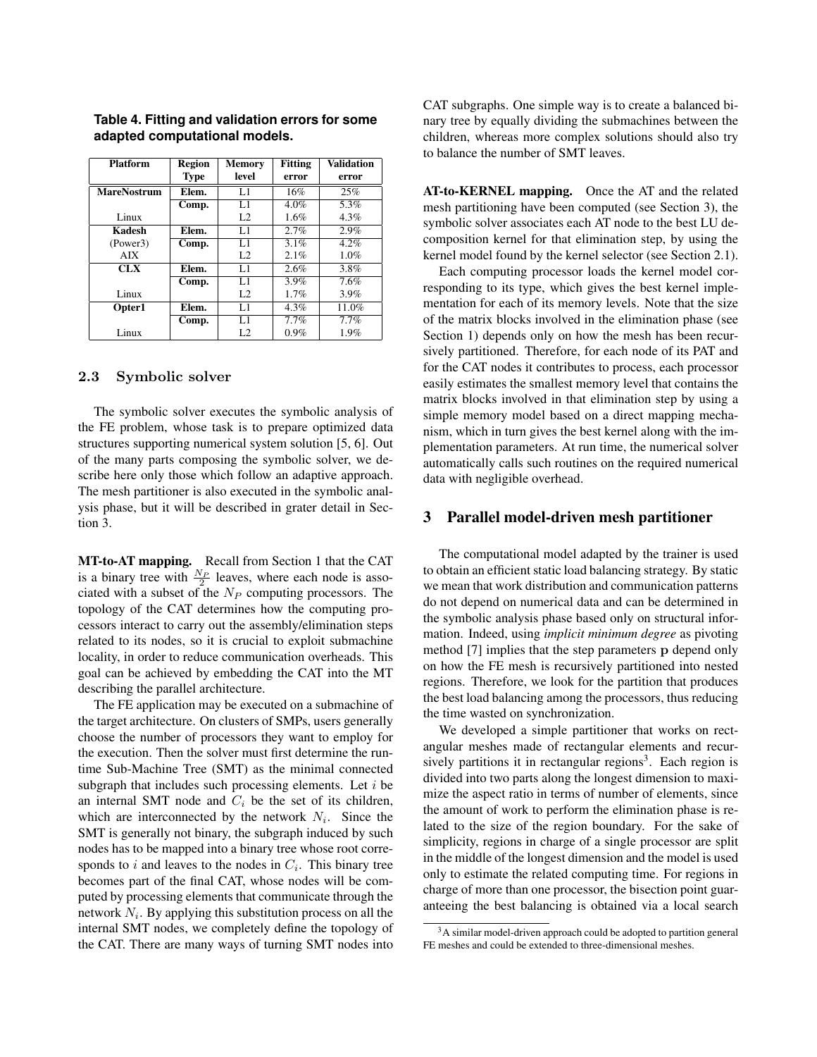**Table 4. Fitting and validation errors for some adapted computational models.**

| Platform | Region Type | Memory level | Fitting error | Validation error |
|---|---|---|---|---|
| **MareNostrum** | **Elem.** | L1 | 16% | 25% |
| | **Comp.** | L1 | 4.0% | 5.3% |
| Linux | | L2 | 1.6% | 4.3% |
| **Kadesh** | **Elem.** | L1 | 2.7% | 2.9% |
| (Power3) | **Comp.** | L1 | 3.1% | 4.2% |
| AIX | | L2 | 2.1% | 1.0% |
| **CLX** | **Elem.** | L1 | 2.6% | 3.8% |
| | **Comp.** | L1 | 3.9% | 7.6% |
| Linux | | L2 | 1.7% | 3.9% |
| **Opter1** | **Elem.** | L1 | 4.3% | 11.0% |
| | **Comp.** | L1 | 7.7% | 7.7% |
| Linux | | L2 | 0.9% | 1.9% |

### 2.3 Symbolic solver

The symbolic solver executes the symbolic analysis of the FE problem, whose task is to prepare optimized data structures supporting numerical system solution [5, 6]. Out of the many parts composing the symbolic solver, we describe here only those which follow an adaptive approach. The mesh partitioner is also executed in the symbolic analysis phase, but it will be described in grater detail in Section 3.

**MT-to-AT mapping.** Recall from Section 1 that the CAT is a binary tree with $\frac{N_P}{2}$ leaves, where each node is associated with a subset of the $N_P$ computing processors. The topology of the CAT determines how the computing processors interact to carry out the assembly/elimination steps related to its nodes, so it is crucial to exploit submachine locality, in order to reduce communication overheads. This goal can be achieved by embedding the CAT into the MT describing the parallel architecture.

The FE application may be executed on a submachine of the target architecture. On clusters of SMPs, users generally choose the number of processors they want to employ for the execution. Then the solver must first determine the runtime Sub-Machine Tree (SMT) as the minimal connected subgraph that includes such processing elements. Let $i$ be an internal SMT node and $C_i$ be the set of its children, which are interconnected by the network $N_i$. Since the SMT is generally not binary, the subgraph induced by such nodes has to be mapped into a binary tree whose root corresponds to $i$ and leaves to the nodes in $C_i$. This binary tree becomes part of the final CAT, whose nodes will be computed by processing elements that communicate through the network $N_i$. By applying this substitution process on all the internal SMT nodes, we completely define the topology of the CAT. There are many ways of turning SMT nodes into CAT subgraphs. One simple way is to create a balanced binary tree by equally dividing the submachines between the children, whereas more complex solutions should also try to balance the number of SMT leaves.

**AT-to-KERNEL mapping.** Once the AT and the related mesh partitioning have been computed (see Section 3), the symbolic solver associates each AT node to the best LU decomposition kernel for that elimination step, by using the kernel model found by the kernel selector (see Section 2.1).

Each computing processor loads the kernel model corresponding to its type, which gives the best kernel implementation for each of its memory levels. Note that the size of the matrix blocks involved in the elimination phase (see Section 1) depends only on how the mesh has been recursively partitioned. Therefore, for each node of its PAT and for the CAT nodes it contributes to process, each processor easily estimates the smallest memory level that contains the matrix blocks involved in that elimination step by using a simple memory model based on a direct mapping mechanism, which in turn gives the best kernel along with the implementation parameters. At run time, the numerical solver automatically calls such routines on the required numerical data with negligible overhead.

## 3 Parallel model-driven mesh partitioner

The computational model adapted by the trainer is used to obtain an efficient static load balancing strategy. By static we mean that work distribution and communication patterns do not depend on numerical data and can be determined in the symbolic analysis phase based only on structural information. Indeed, using *implicit minimum degree* as pivoting method [7] implies that the step parameters $\mathbf{p}$ depend only on how the FE mesh is recursively partitioned into nested regions. Therefore, we look for the partition that produces the best load balancing among the processors, thus reducing the time wasted on synchronization.

We developed a simple partitioner that works on rectangular meshes made of rectangular elements and recursively partitions it in rectangular regions[3]. Each region is divided into two parts along the longest dimension to maximize the aspect ratio in terms of number of elements, since the amount of work to perform the elimination phase is related to the size of the region boundary. For the sake of simplicity, regions in charge of a single processor are split in the middle of the longest dimension and the model is used only to estimate the related computing time. For regions in charge of more than one processor, the bisection point guaranteeing the best balancing is obtained via a local search

[3] A similar model-driven approach could be adopted to partition general FE meshes and could be extended to three-dimensional meshes.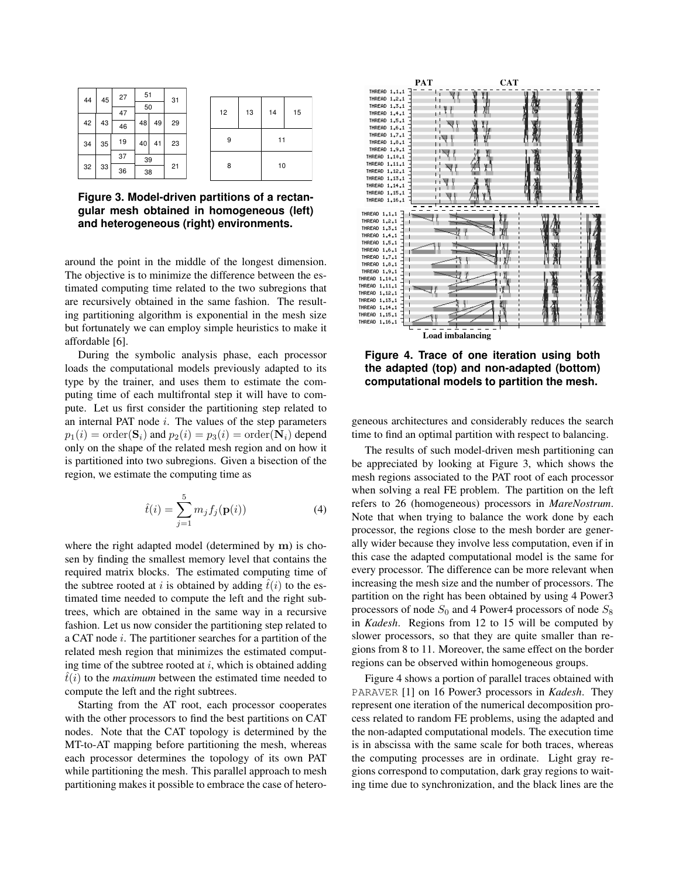**Figure 3. Model-driven partitions of a rectangular mesh obtained in homogeneous (left) and heterogeneous (right) environments.**

around the point in the middle of the longest dimension. The objective is to minimize the difference between the estimated computing time related to the two subregions that are recursively obtained in the same fashion. The resulting partitioning algorithm is exponential in the mesh size but fortunately we can employ simple heuristics to make it affordable [6].

During the symbolic analysis phase, each processor loads the computational models previously adapted to its type by the trainer, and uses them to estimate the computing time of each multifrontal step it will have to compute. Let us first consider the partitioning step related to an internal PAT node $i$. The values of the step parameters $p_1(i) = \mathrm{order}(\mathbf{S}_i)$ and $p_2(i) = p_3(i) = \mathrm{order}(\mathbf{N}_i)$ depend only on the shape of the related mesh region and on how it is partitioned into two subregions. Given a bisection of the region, we estimate the computing time as

$$\hat{t}(i) = \sum_{j=1}^{5} m_j f_j(\mathbf{p}(i)) \tag{4}$$

where the right adapted model (determined by $\mathbf{m}$) is chosen by finding the smallest memory level that contains the required matrix blocks. The estimated computing time of the subtree rooted at $i$ is obtained by adding $\hat{t}(i)$ to the estimated time needed to compute the left and the right subtrees, which are obtained in the same way in a recursive fashion. Let us now consider the partitioning step related to a CAT node $i$. The partitioner searches for a partition of the related mesh region that minimizes the estimated computing time of the subtree rooted at $i$, which is obtained adding $\hat{t}(i)$ to the *maximum* between the estimated time needed to compute the left and the right subtrees.

Starting from the AT root, each processor cooperates with the other processors to find the best partitions on CAT nodes. Note that the CAT topology is determined by the MT-to-AT mapping before partitioning the mesh, whereas each processor determines the topology of its own PAT while partitioning the mesh. This parallel approach to mesh partitioning makes it possible to embrace the case of heterogeneous architectures and considerably reduces the search time to find an optimal partition with respect to balancing.

**Figure 4. Trace of one iteration using both the adapted (top) and non-adapted (bottom) computational models to partition the mesh.**

The results of such model-driven mesh partitioning can be appreciated by looking at Figure 3, which shows the mesh regions associated to the PAT root of each processor when solving a real FE problem. The partition on the left refers to 26 (homogeneous) processors in *MareNostrum*. Note that when trying to balance the work done by each processor, the regions close to the mesh border are generally wider because they involve less computation, even if in this case the adapted computational model is the same for every processor. The difference can be more relevant when increasing the mesh size and the number of processors. The partition on the right has been obtained by using 4 Power3 processors of node $S_0$ and 4 Power4 processors of node $S_8$ in *Kadesh*. Regions from 12 to 15 will be computed by slower processors, so that they are quite smaller than regions from 8 to 11. Moreover, the same effect on the border regions can be observed within homogeneous groups.

Figure 4 shows a portion of parallel traces obtained with PARAVER [1] on 16 Power3 processors in *Kadesh*. They represent one iteration of the numerical decomposition process related to random FE problems, using the adapted and the non-adapted computational models. The execution time is in abscissa with the same scale for both traces, whereas the computing processes are in ordinate. Light gray regions correspond to computation, dark gray regions to waiting time due to synchronization, and the black lines are the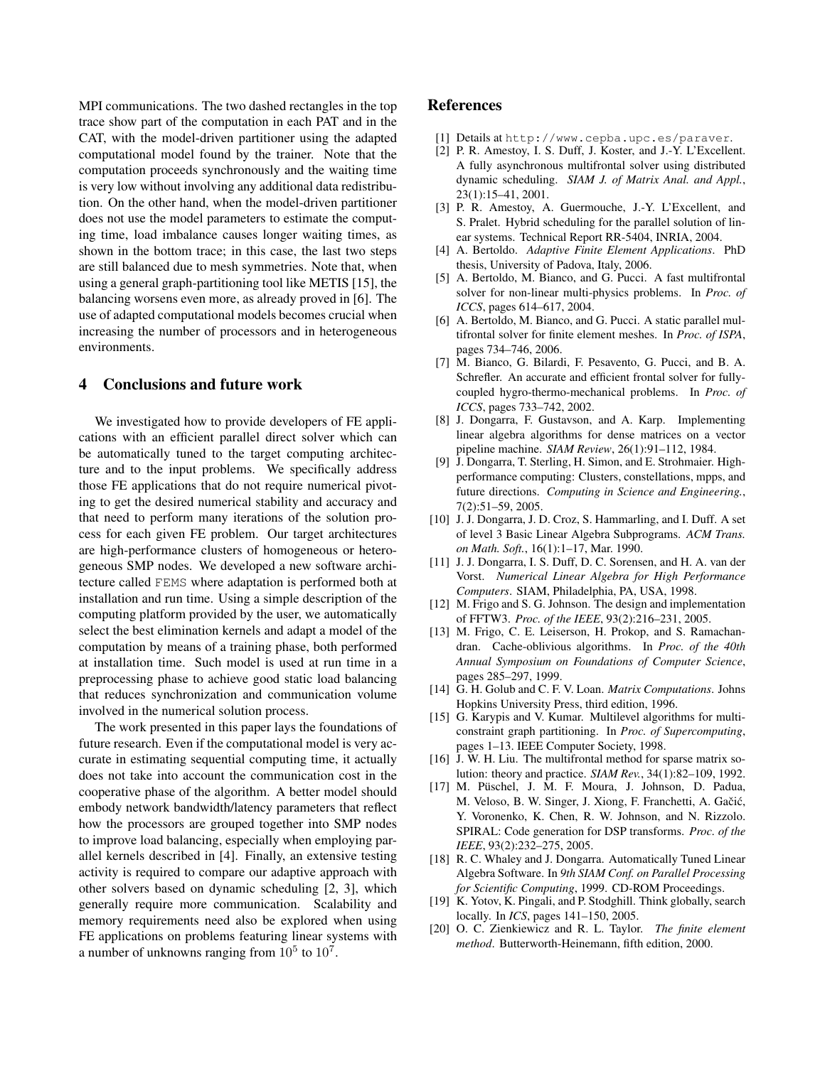MPI communications. The two dashed rectangles in the top trace show part of the computation in each PAT and in the CAT, with the model-driven partitioner using the adapted computational model found by the trainer. Note that the computation proceeds synchronously and the waiting time is very low without involving any additional data redistribution. On the other hand, when the model-driven partitioner does not use the model parameters to estimate the computing time, load imbalance causes longer waiting times, as shown in the bottom trace; in this case, the last two steps are still balanced due to mesh symmetries. Note that, when using a general graph-partitioning tool like METIS [15], the balancing worsens even more, as already proved in [6]. The use of adapted computational models becomes crucial when increasing the number of processors and in heterogeneous environments.

## 4 Conclusions and future work

We investigated how to provide developers of FE applications with an efficient parallel direct solver which can be automatically tuned to the target computing architecture and to the input problems. We specifically address those FE applications that do not require numerical pivoting to get the desired numerical stability and accuracy and that need to perform many iterations of the solution process for each given FE problem. Our target architectures are high-performance clusters of homogeneous or heterogeneous SMP nodes. We developed a new software architecture called `FEMS` where adaptation is performed both at installation and run time. Using a simple description of the computing platform provided by the user, we automatically select the best elimination kernels and adapt a model of the computation by means of a training phase, both performed at installation time. Such model is used at run time in a preprocessing phase to achieve good static load balancing that reduces synchronization and communication volume involved in the numerical solution process.

The work presented in this paper lays the foundations of future research. Even if the computational model is very accurate in estimating sequential computing time, it actually does not take into account the communication cost in the cooperative phase of the algorithm. A better model should embody network bandwidth/latency parameters that reflect how the processors are grouped together into SMP nodes to improve load balancing, especially when employing parallel kernels described in [4]. Finally, an extensive testing activity is required to compare our adaptive approach with other solvers based on dynamic scheduling [2, 3], which generally require more communication. Scalability and memory requirements need also be explored when using FE applications on problems featuring linear systems with a number of unknowns ranging from $10^5$ to $10^7$.

## References

[1] Details at `http://www.cepba.upc.es/paraver`.

[2] P. R. Amestoy, I. S. Duff, J. Koster, and J.-Y. L'Excellent. A fully asynchronous multifrontal solver using distributed dynamic scheduling. *SIAM J. of Matrix Anal. and Appl.*, 23(1):15–41, 2001.

[3] P. R. Amestoy, A. Guermouche, J.-Y. L'Excellent, and S. Pralet. Hybrid scheduling for the parallel solution of linear systems. Technical Report RR-5404, INRIA, 2004.

[4] A. Bertoldo. *Adaptive Finite Element Applications*. PhD thesis, University of Padova, Italy, 2006.

[5] A. Bertoldo, M. Bianco, and G. Pucci. A fast multifrontal solver for non-linear multi-physics problems. In *Proc. of ICCS*, pages 614–617, 2004.

[6] A. Bertoldo, M. Bianco, and G. Pucci. A static parallel multifrontal solver for finite element meshes. In *Proc. of ISPA*, pages 734–746, 2006.

[7] M. Bianco, G. Bilardi, F. Pesavento, G. Pucci, and B. A. Schrefler. An accurate and efficient frontal solver for fully-coupled hygro-thermo-mechanical problems. In *Proc. of ICCS*, pages 733–742, 2002.

[8] J. Dongarra, F. Gustavson, and A. Karp. Implementing linear algebra algorithms for dense matrices on a vector pipeline machine. *SIAM Review*, 26(1):91–112, 1984.

[9] J. Dongarra, T. Sterling, H. Simon, and E. Strohmaier. High-performance computing: Clusters, constellations, mpps, and future directions. *Computing in Science and Engineering.*, 7(2):51–59, 2005.

[10] J. J. Dongarra, J. D. Croz, S. Hammarling, and I. Duff. A set of level 3 Basic Linear Algebra Subprograms. *ACM Trans. on Math. Soft.*, 16(1):1–17, Mar. 1990.

[11] J. J. Dongarra, I. S. Duff, D. C. Sorensen, and H. A. van der Vorst. *Numerical Linear Algebra for High Performance Computers*. SIAM, Philadelphia, PA, USA, 1998.

[12] M. Frigo and S. G. Johnson. The design and implementation of FFTW3. *Proc. of the IEEE*, 93(2):216–231, 2005.

[13] M. Frigo, C. E. Leiserson, H. Prokop, and S. Ramachandran. Cache-oblivious algorithms. In *Proc. of the 40th Annual Symposium on Foundations of Computer Science*, pages 285–297, 1999.

[14] G. H. Golub and C. F. V. Loan. *Matrix Computations*. Johns Hopkins University Press, third edition, 1996.

[15] G. Karypis and V. Kumar. Multilevel algorithms for multi-constraint graph partitioning. In *Proc. of Supercomputing*, pages 1–13. IEEE Computer Society, 1998.

[16] J. W. H. Liu. The multifrontal method for sparse matrix solution: theory and practice. *SIAM Rev.*, 34(1):82–109, 1992.

[17] M. Püschel, J. M. F. Moura, J. Johnson, D. Padua, M. Veloso, B. W. Singer, J. Xiong, F. Franchetti, A. Gačić, Y. Voronenko, K. Chen, R. W. Johnson, and N. Rizzolo. SPIRAL: Code generation for DSP transforms. *Proc. of the IEEE*, 93(2):232–275, 2005.

[18] R. C. Whaley and J. Dongarra. Automatically Tuned Linear Algebra Software. In *9th SIAM Conf. on Parallel Processing for Scientific Computing*, 1999. CD-ROM Proceedings.

[19] K. Yotov, K. Pingali, and P. Stodghill. Think globally, search locally. In *ICS*, pages 141–150, 2005.

[20] O. C. Zienkiewicz and R. L. Taylor. *The finite element method*. Butterworth-Heinemann, fifth edition, 2000.